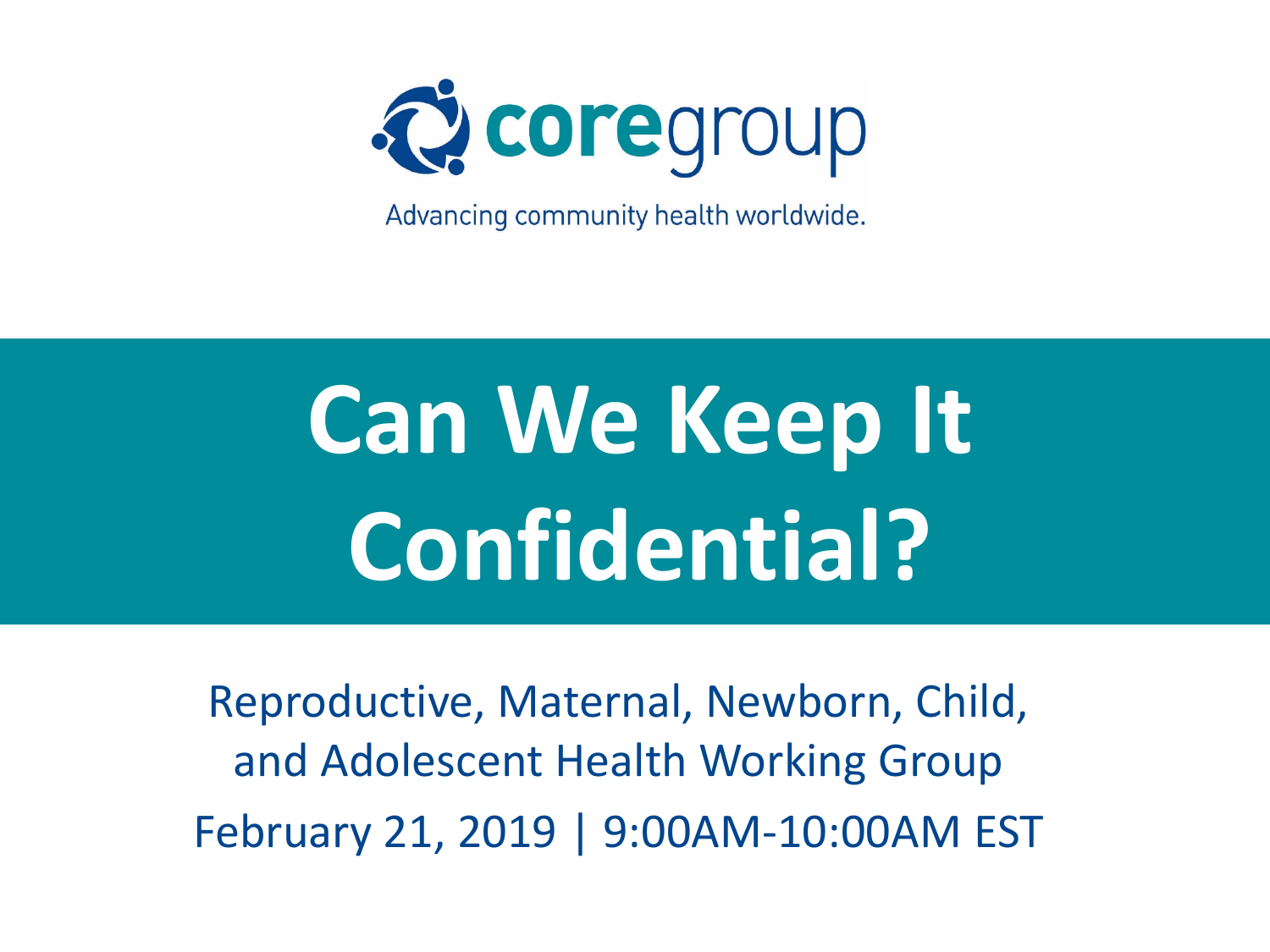coregroup

Advancing community health worldwide.

# Can We Keep It Confidential?

Reproductive, Maternal, Newborn, Child, and Adolescent Health Working Group

February 21, 2019 | 9:00AM-10:00AM EST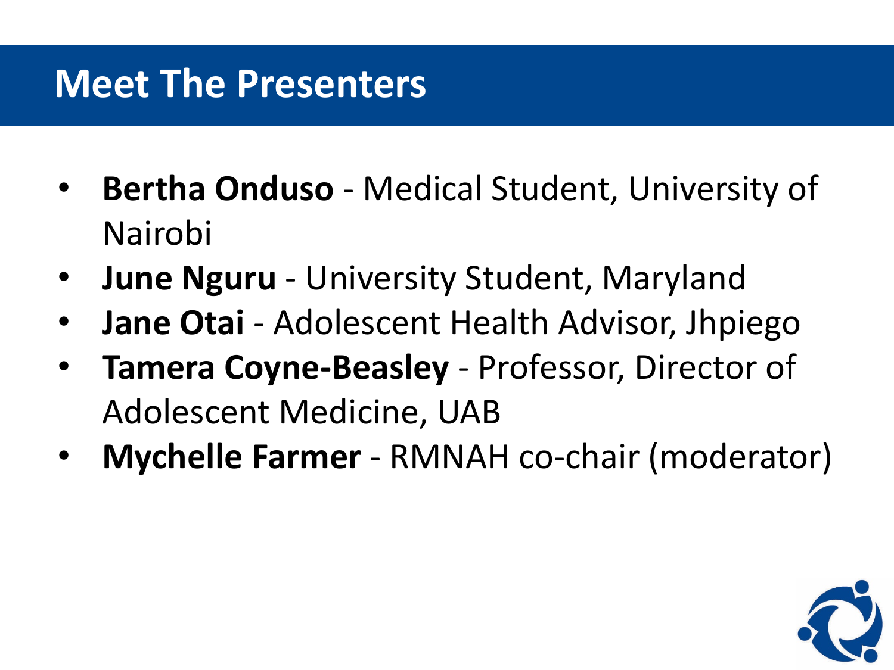# Meet The Presenters

- **Bertha Onduso** - Medical Student, University of Nairobi
- **June Nguru** - University Student, Maryland
- **Jane Otai** - Adolescent Health Advisor, Jhpiego
- **Tamera Coyne-Beasley** - Professor, Director of Adolescent Medicine, UAB
- **Mychelle Farmer** - RMNAH co-chair (moderator)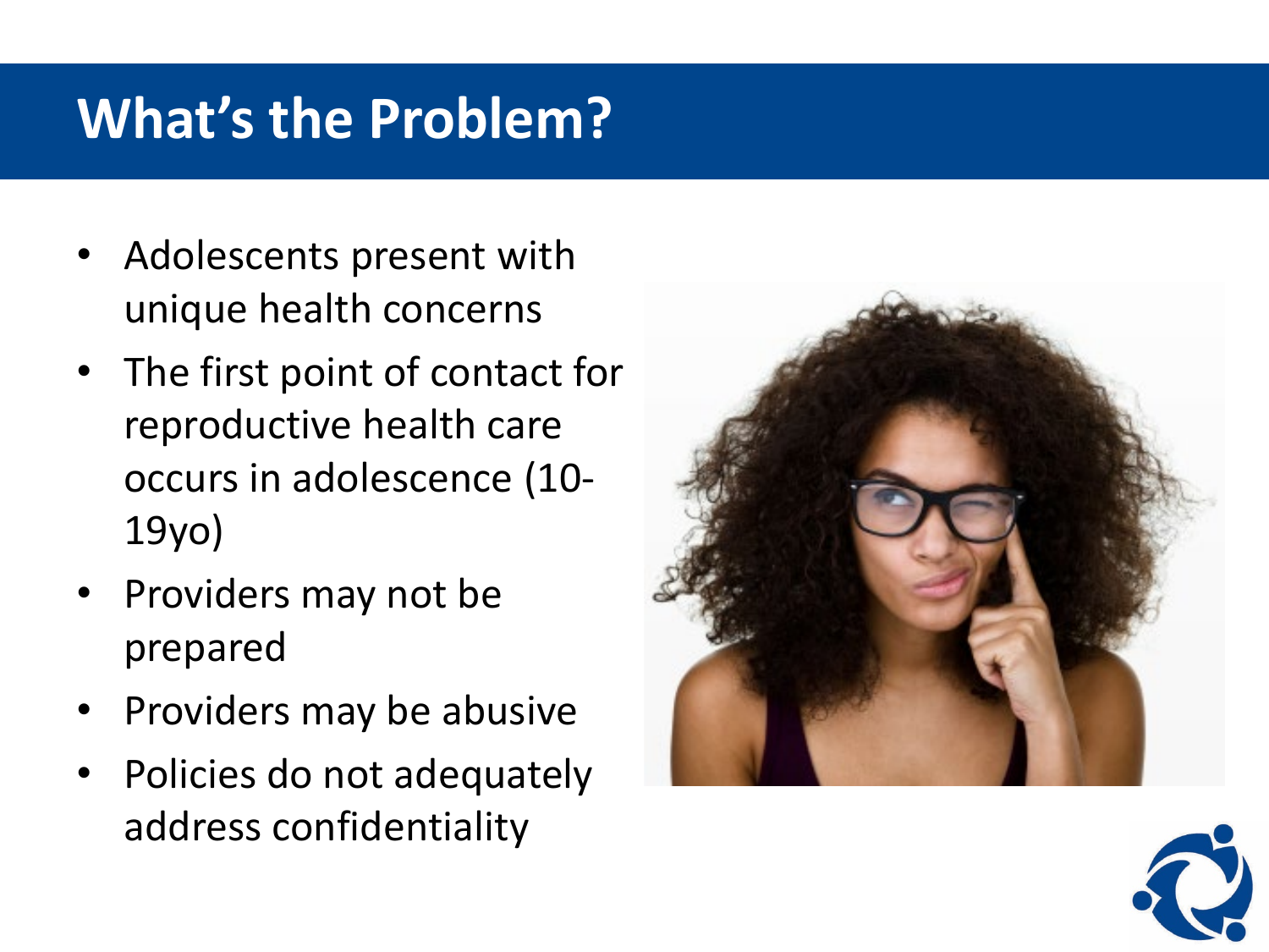# What's the Problem?

- Adolescents present with unique health concerns
- The first point of contact for reproductive health care occurs in adolescence (10-19yo)
- Providers may not be prepared
- Providers may be abusive
- Policies do not adequately address confidentiality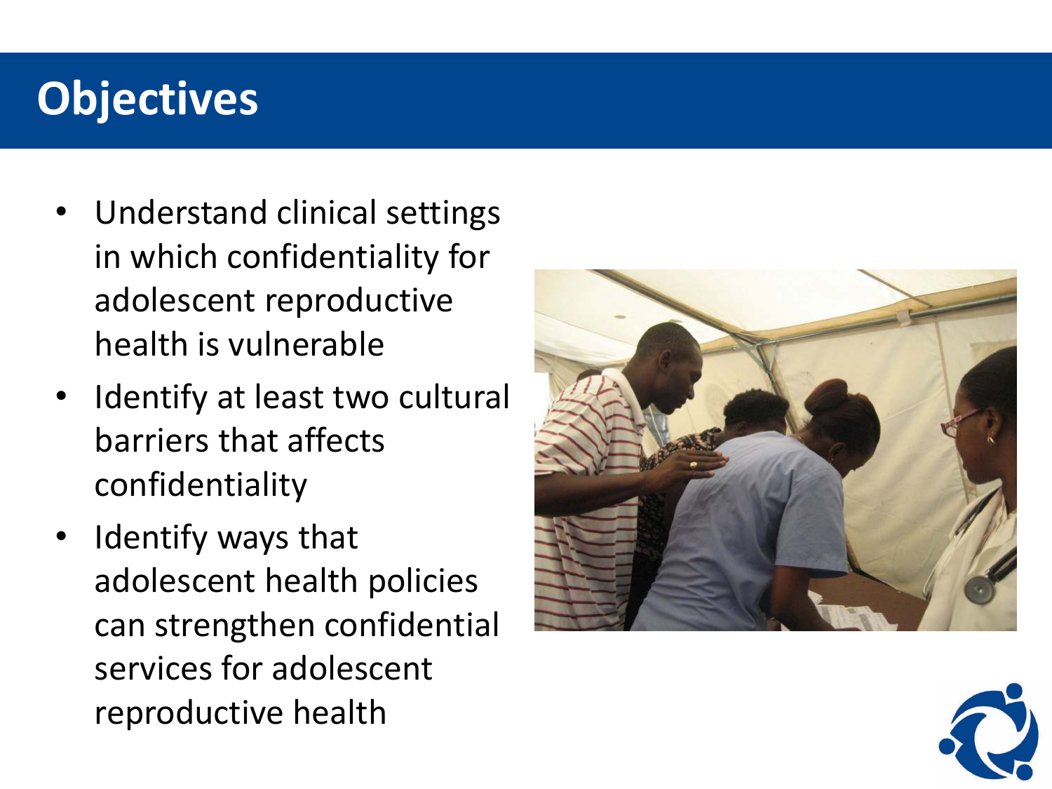# Objectives

- Understand clinical settings in which confidentiality for adolescent reproductive health is vulnerable
- Identify at least two cultural barriers that affects confidentiality
- Identify ways that adolescent health policies can strengthen confidential services for adolescent reproductive health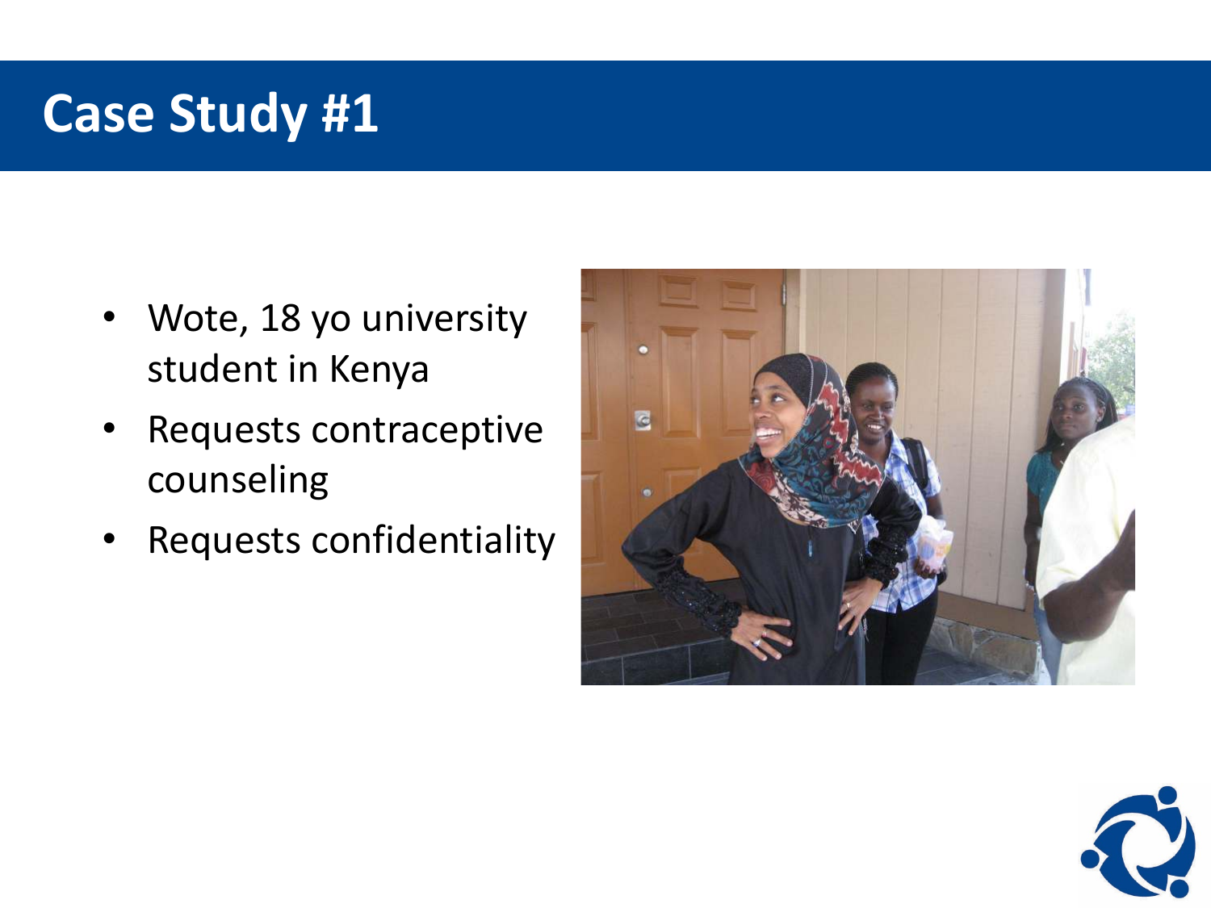# Case Study #1

- Wote, 18 yo university student in Kenya
- Requests contraceptive counseling
- Requests confidentiality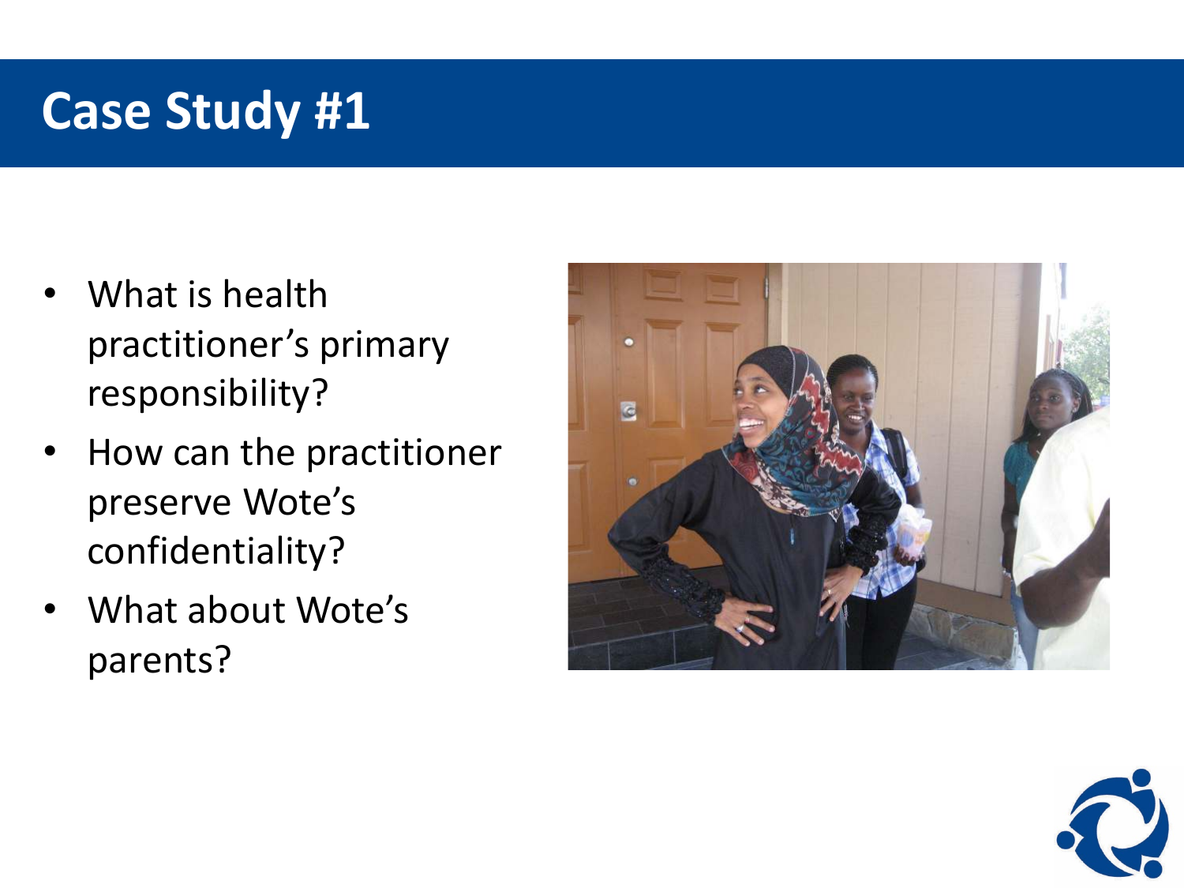# Case Study #1

- What is health practitioner's primary responsibility?
- How can the practitioner preserve Wote's confidentiality?
- What about Wote's parents?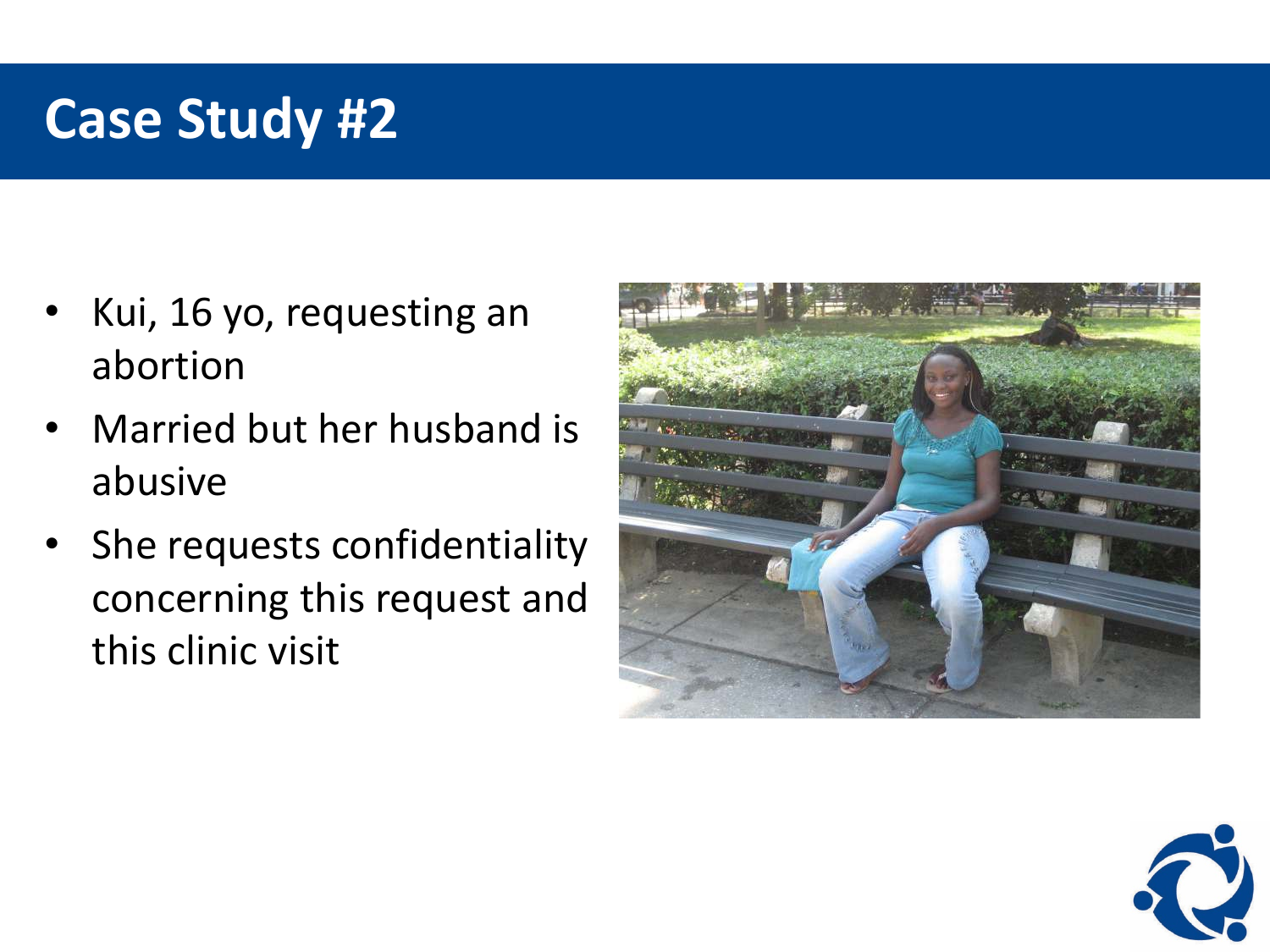# Case Study #2

- Kui, 16 yo, requesting an abortion
- Married but her husband is abusive
- She requests confidentiality concerning this request and this clinic visit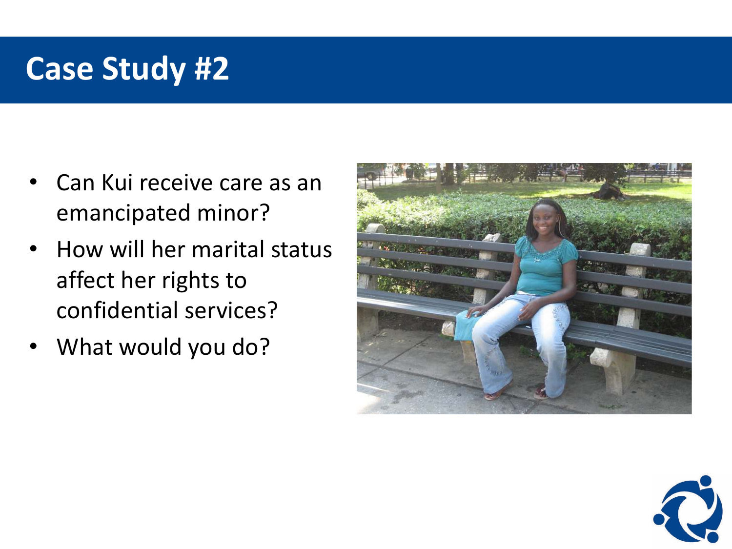# Case Study #2

- Can Kui receive care as an emancipated minor?
- How will her marital status affect her rights to confidential services?
- What would you do?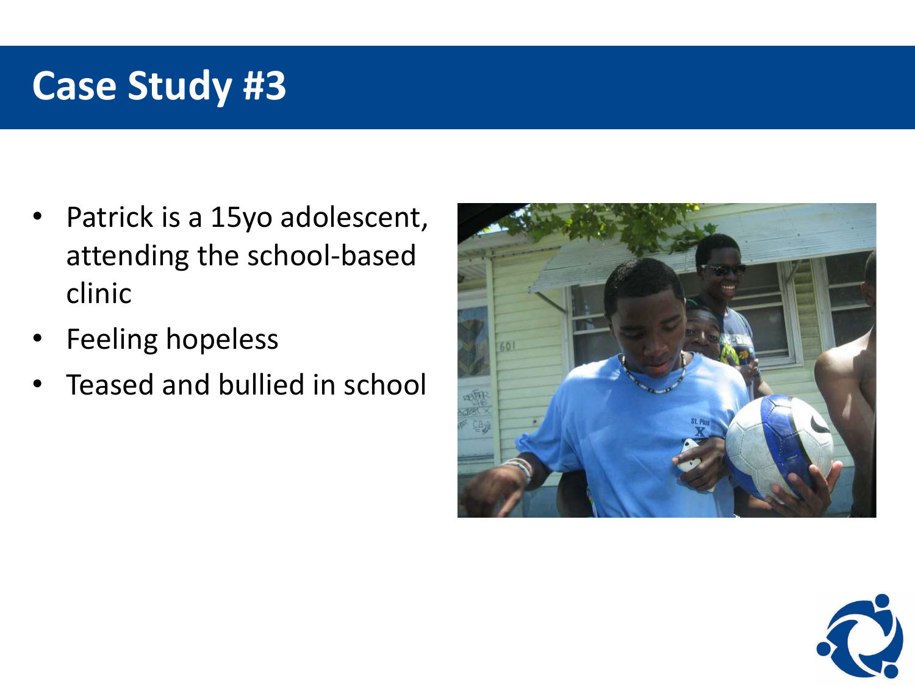# Case Study #3

- Patrick is a 15yo adolescent, attending the school-based clinic
- Feeling hopeless
- Teased and bullied in school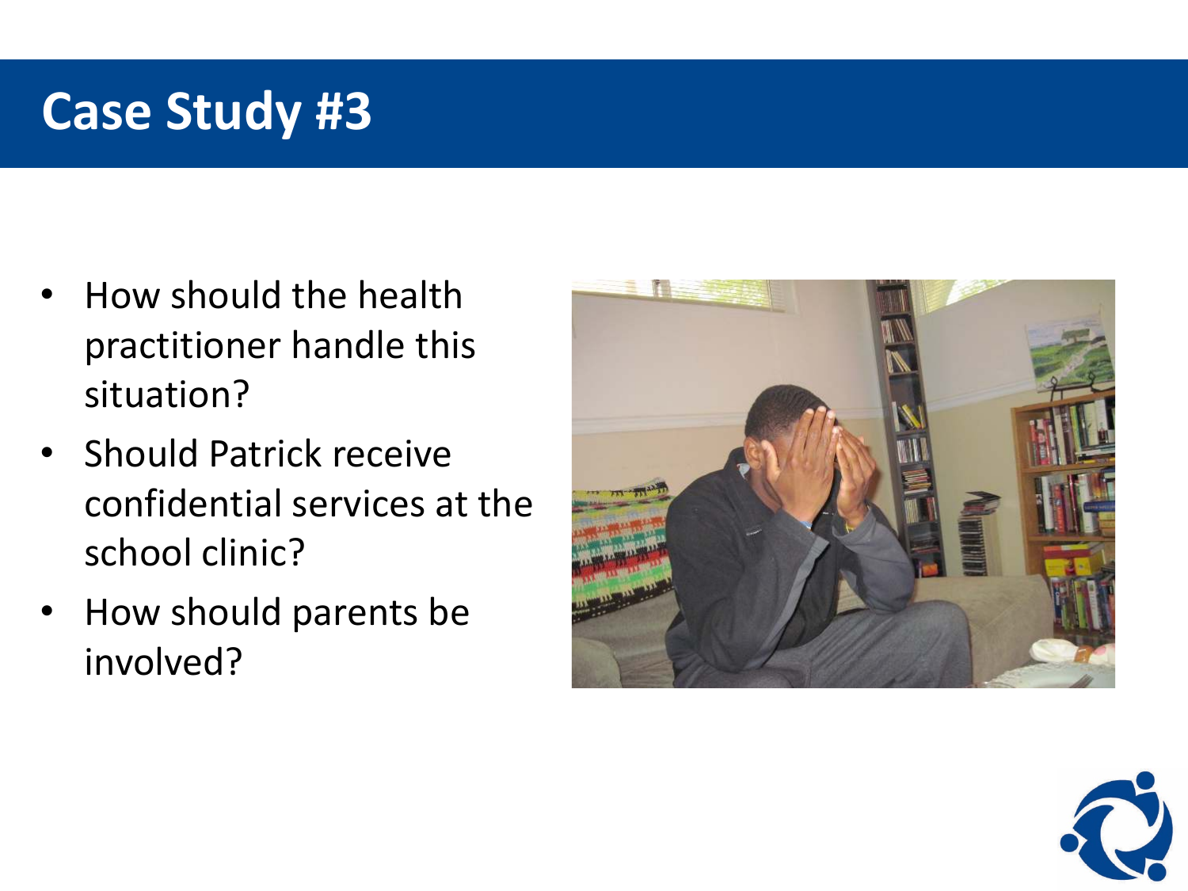# Case Study #3

- How should the health practitioner handle this situation?
- Should Patrick receive confidential services at the school clinic?
- How should parents be involved?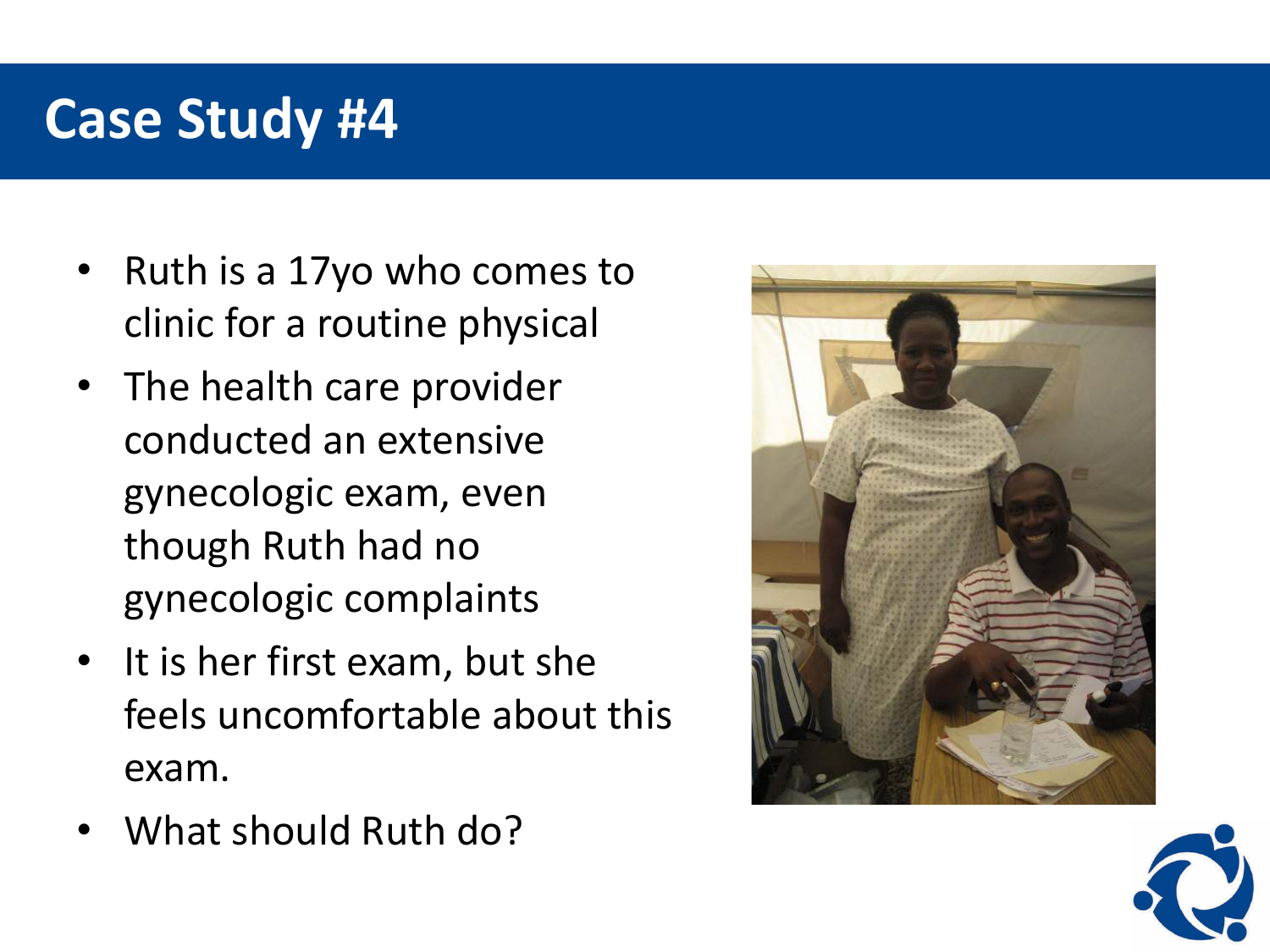# Case Study #4

- Ruth is a 17yo who comes to clinic for a routine physical
- The health care provider conducted an extensive gynecologic exam, even though Ruth had no gynecologic complaints
- It is her first exam, but she feels uncomfortable about this exam.
- What should Ruth do?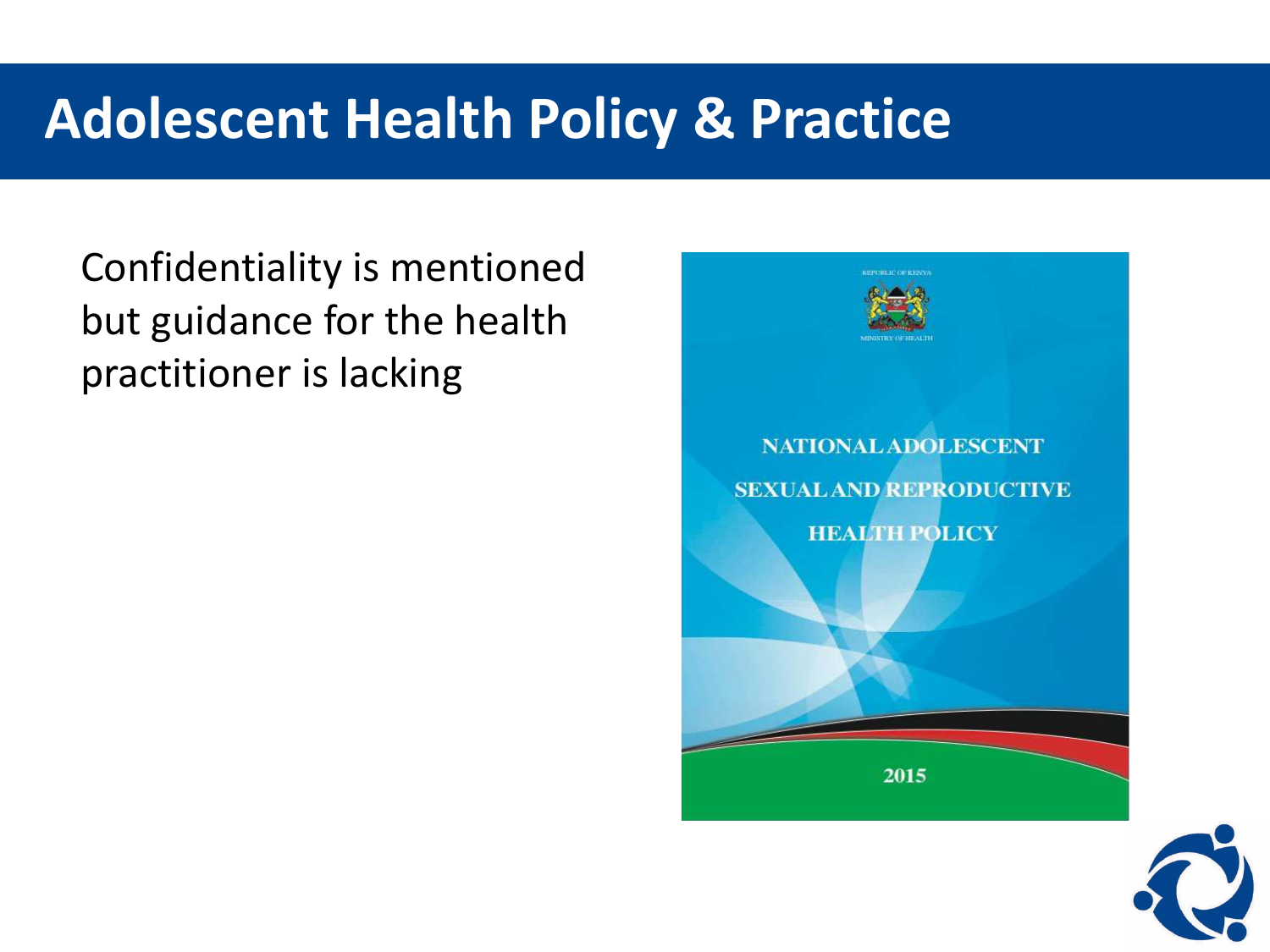# Adolescent Health Policy & Practice

Confidentiality is mentioned but guidance for the health practitioner is lacking

REPUBLIC OF KENYA

MINISTRY OF HEALTH

NATIONAL ADOLESCENT SEXUAL AND REPRODUCTIVE HEALTH POLICY

2015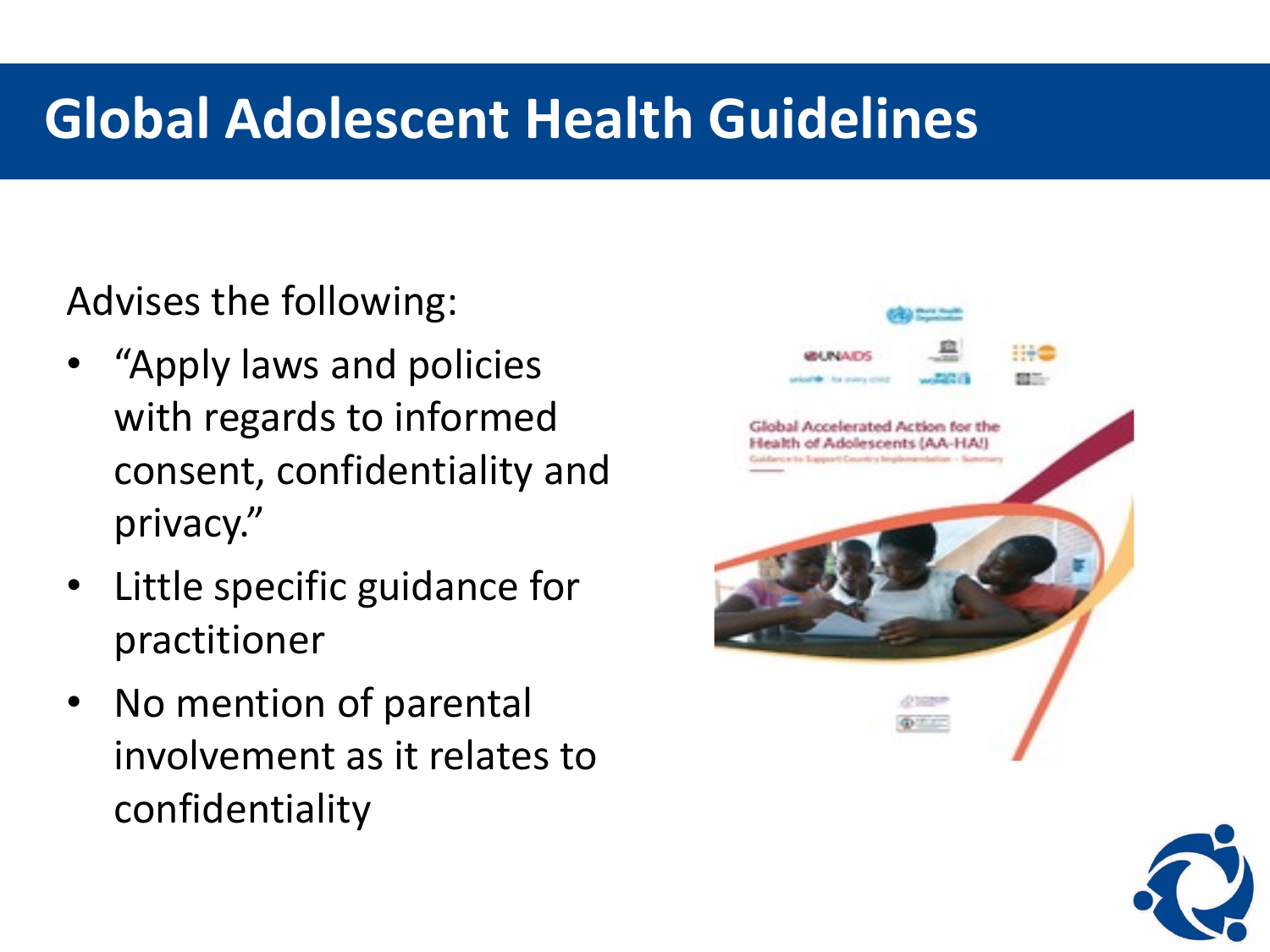# Global Adolescent Health Guidelines

Advises the following:

- "Apply laws and policies with regards to informed consent, confidentiality and privacy."
- Little specific guidance for practitioner
- No mention of parental involvement as it relates to confidentiality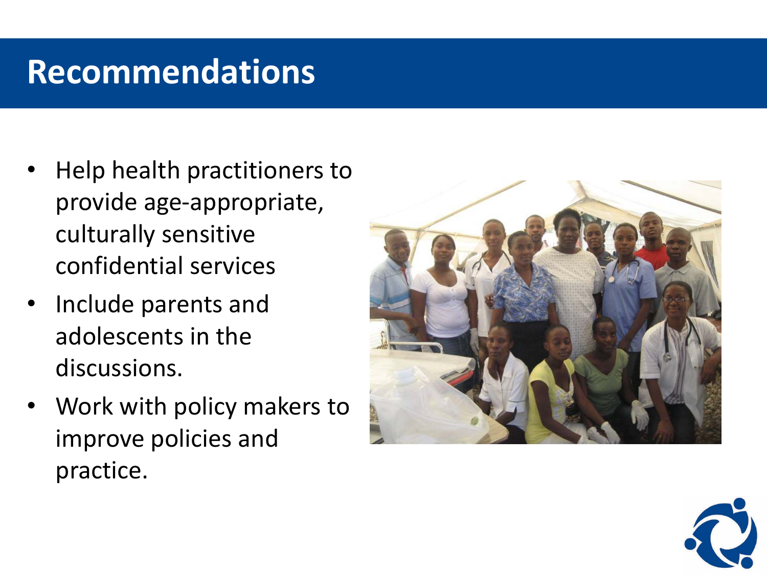# Recommendations

- Help health practitioners to provide age-appropriate, culturally sensitive confidential services
- Include parents and adolescents in the discussions.
- Work with policy makers to improve policies and practice.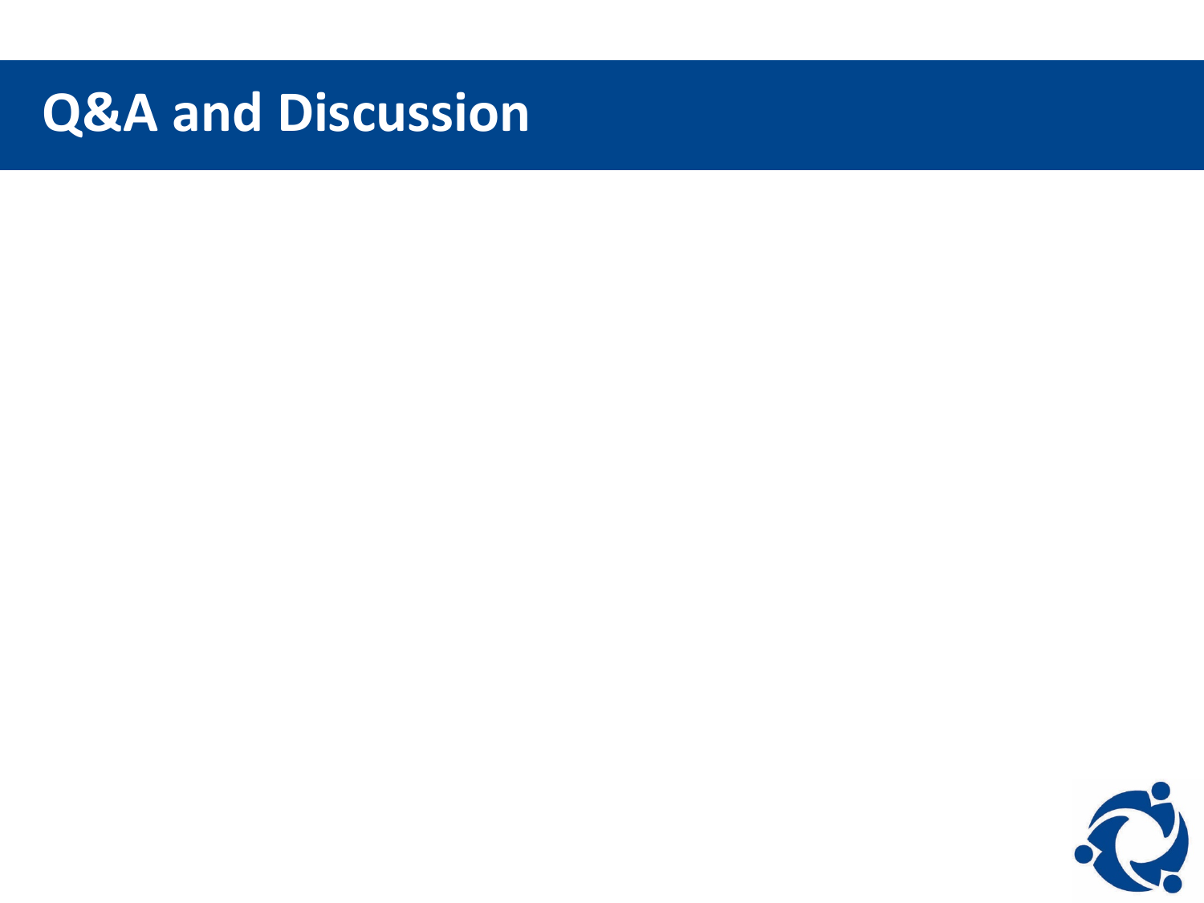# Q&A and Discussion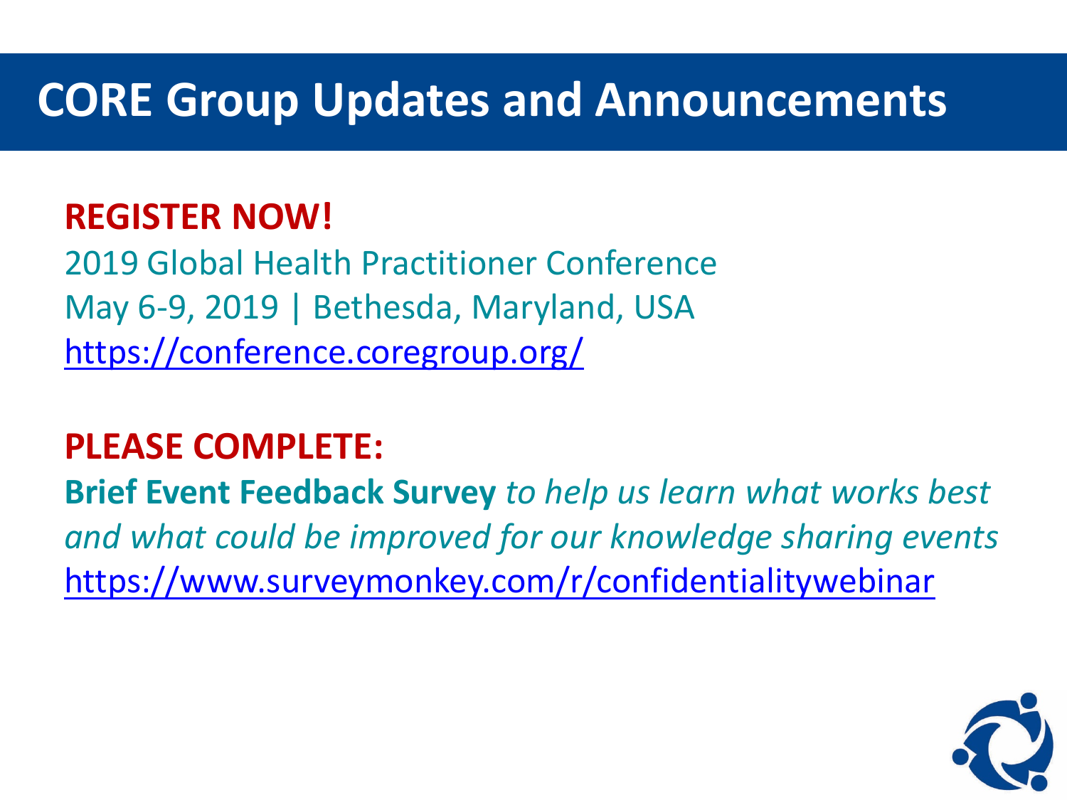# CORE Group Updates and Announcements

**REGISTER NOW!**

2019 Global Health Practitioner Conference
May 6-9, 2019 | Bethesda, Maryland, USA
https://conference.coregroup.org/

**PLEASE COMPLETE:**

**Brief Event Feedback Survey** *to help us learn what works best and what could be improved for our knowledge sharing events*
https://www.surveymonkey.com/r/confidentialitywebinar